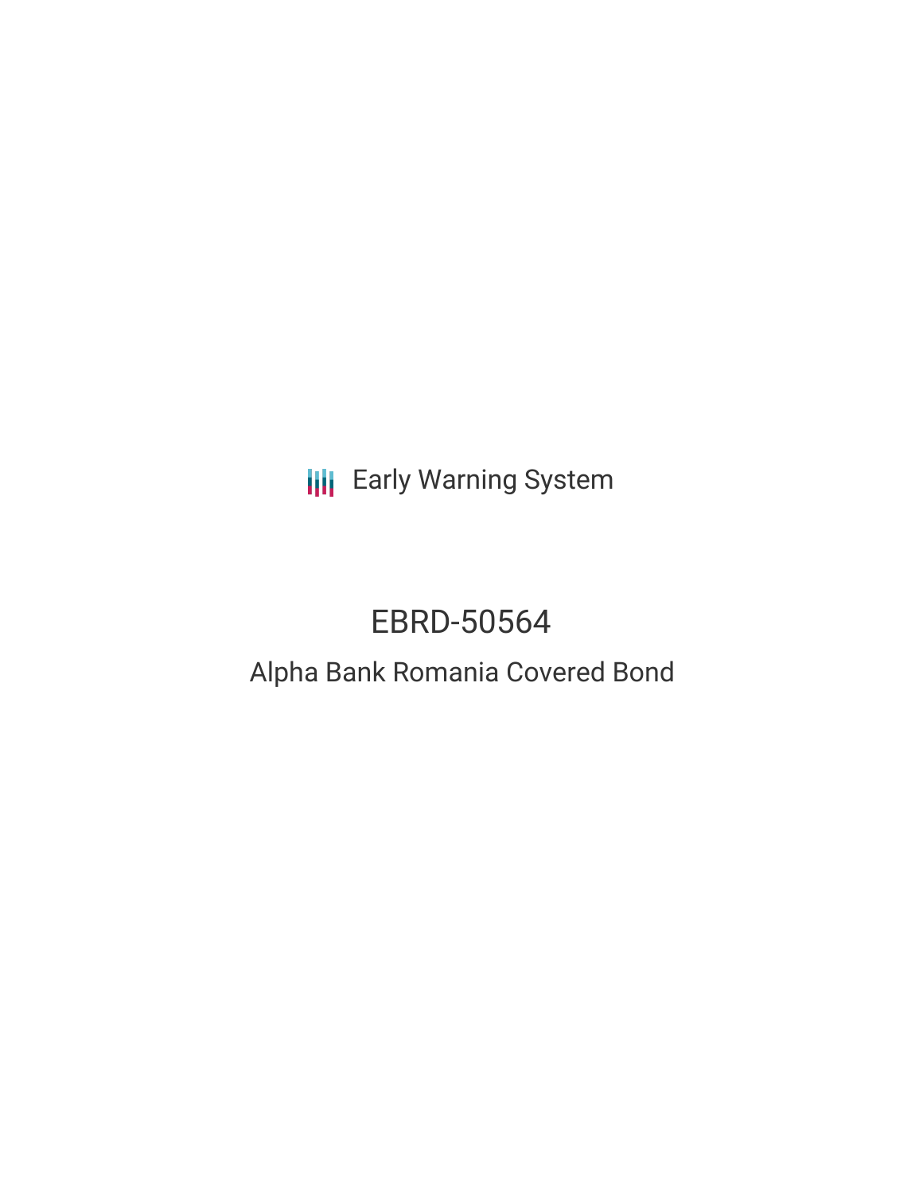Early Warning System

# EBRD-50564

## Alpha Bank Romania Covered Bond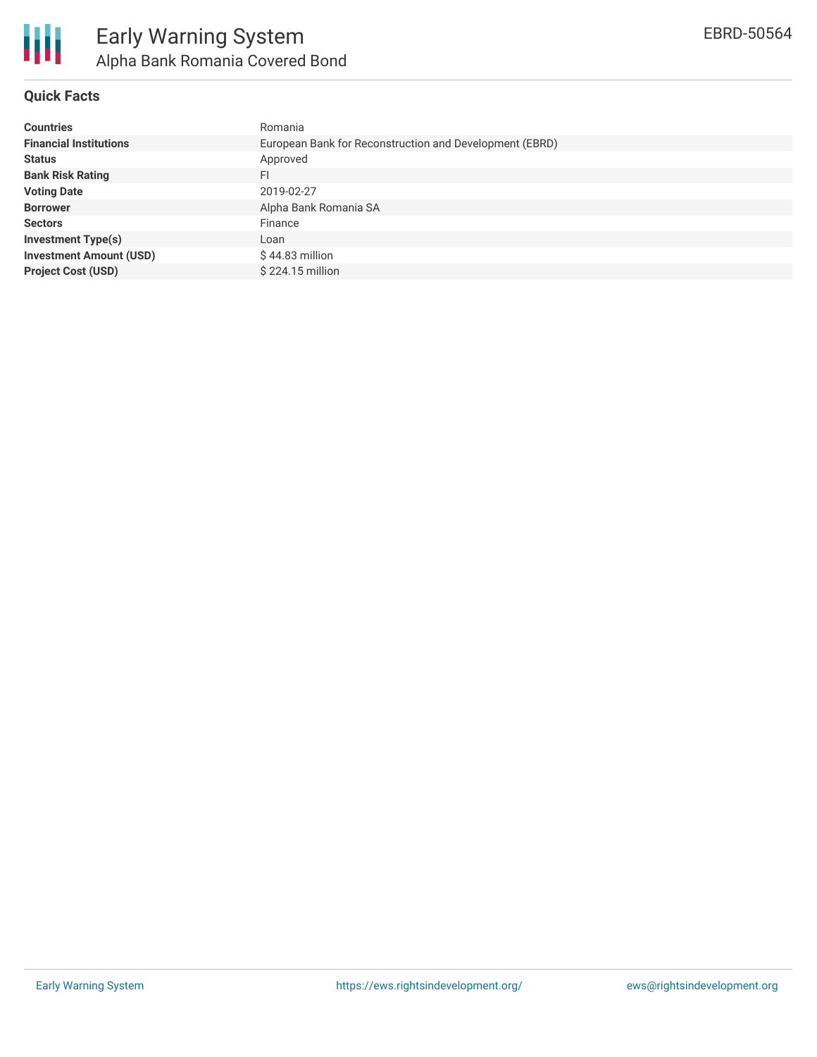# Early Warning System

## Alpha Bank Romania Covered Bond

EBRD-50564

### Quick Facts

| | |
|---|---|
| **Countries** | Romania |
| **Financial Institutions** | European Bank for Reconstruction and Development (EBRD) |
| **Status** | Approved |
| **Bank Risk Rating** | FI |
| **Voting Date** | 2019-02-27 |
| **Borrower** | Alpha Bank Romania SA |
| **Sectors** | Finance |
| **Investment Type(s)** | Loan |
| **Investment Amount (USD)** | $ 44.83 million |
| **Project Cost (USD)** | $ 224.15 million |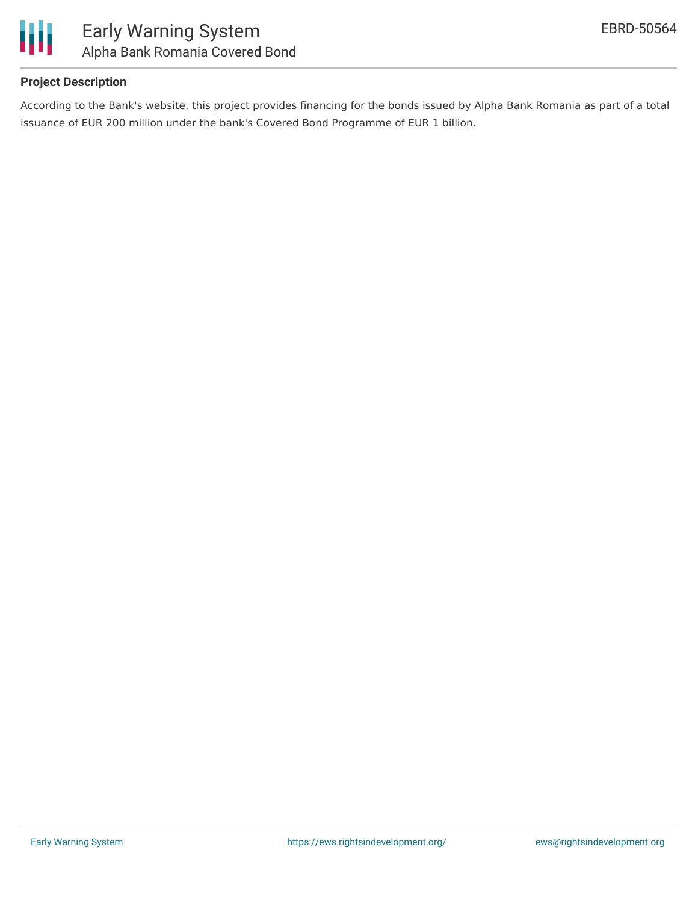## Project Description

According to the Bank's website, this project provides financing for the bonds issued by Alpha Bank Romania as part of a total issuance of EUR 200 million under the bank's Covered Bond Programme of EUR 1 billion.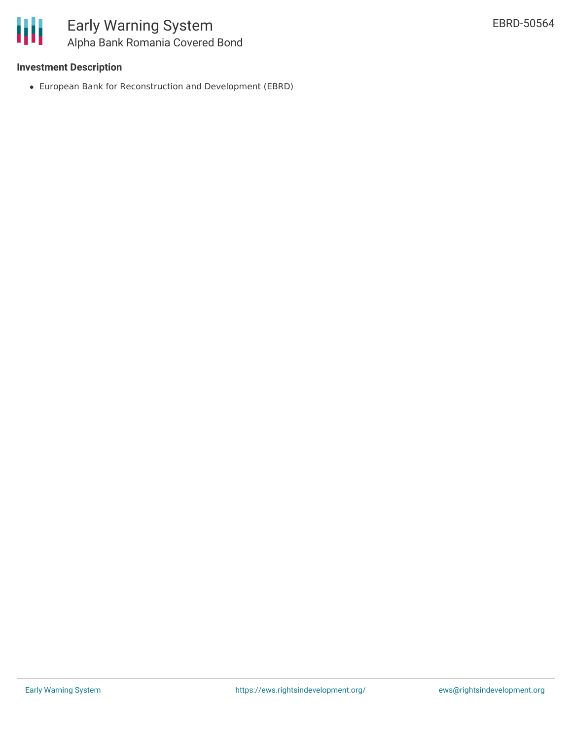### Investment Description

- European Bank for Reconstruction and Development (EBRD)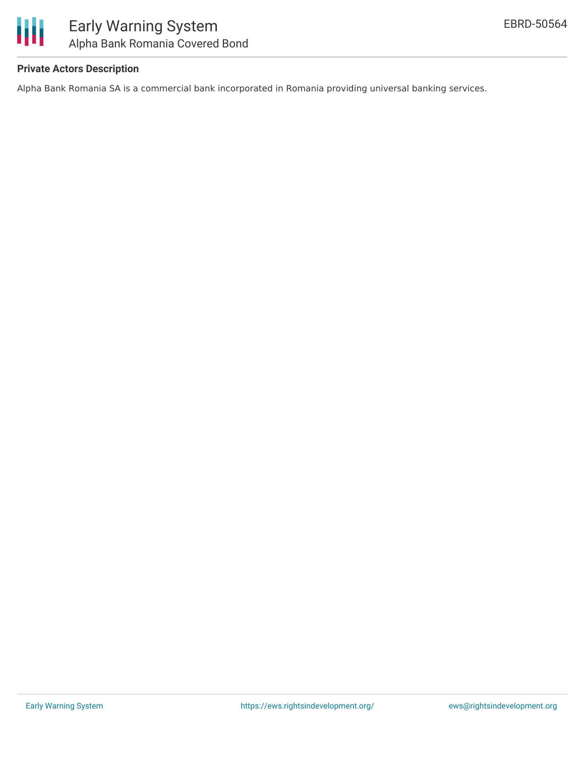**Private Actors Description**

Alpha Bank Romania SA is a commercial bank incorporated in Romania providing universal banking services.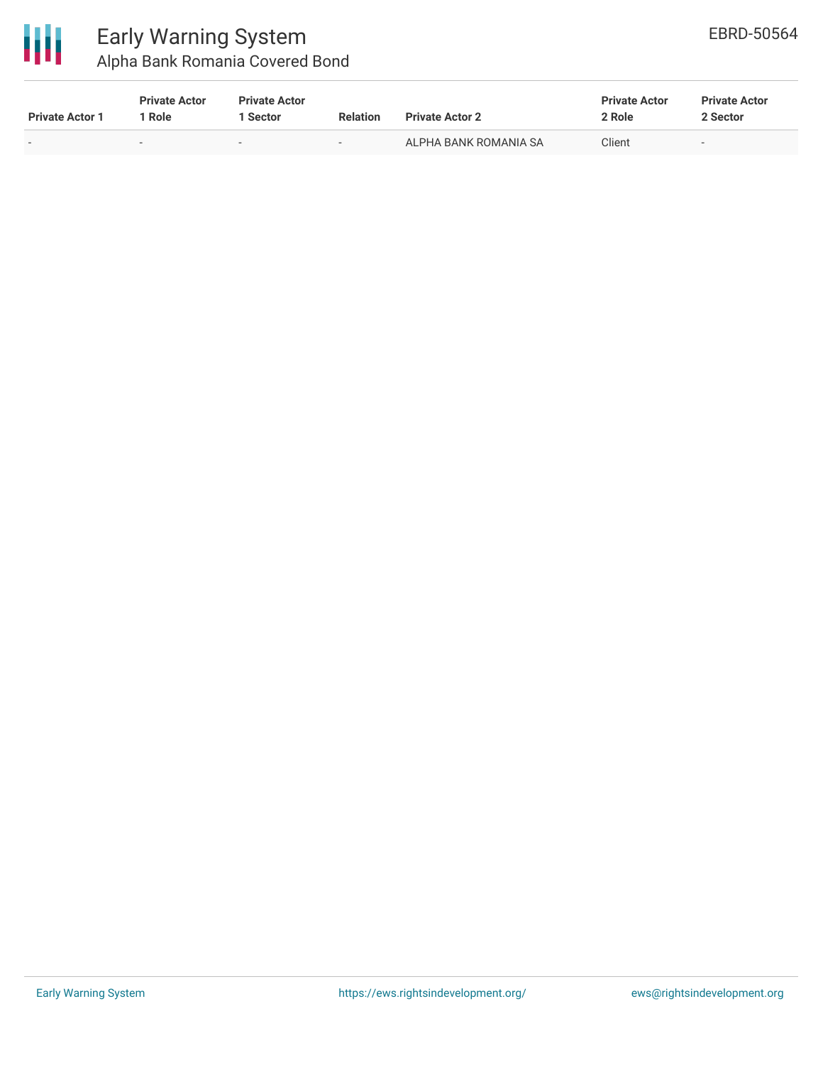| Private Actor 1 | Private Actor 1 Role | Private Actor 1 Sector | Relation | Private Actor 2 | Private Actor 2 Role | Private Actor 2 Sector |
| --- | --- | --- | --- | --- | --- | --- |
| - | - | - | - | ALPHA BANK ROMANIA SA | Client | - |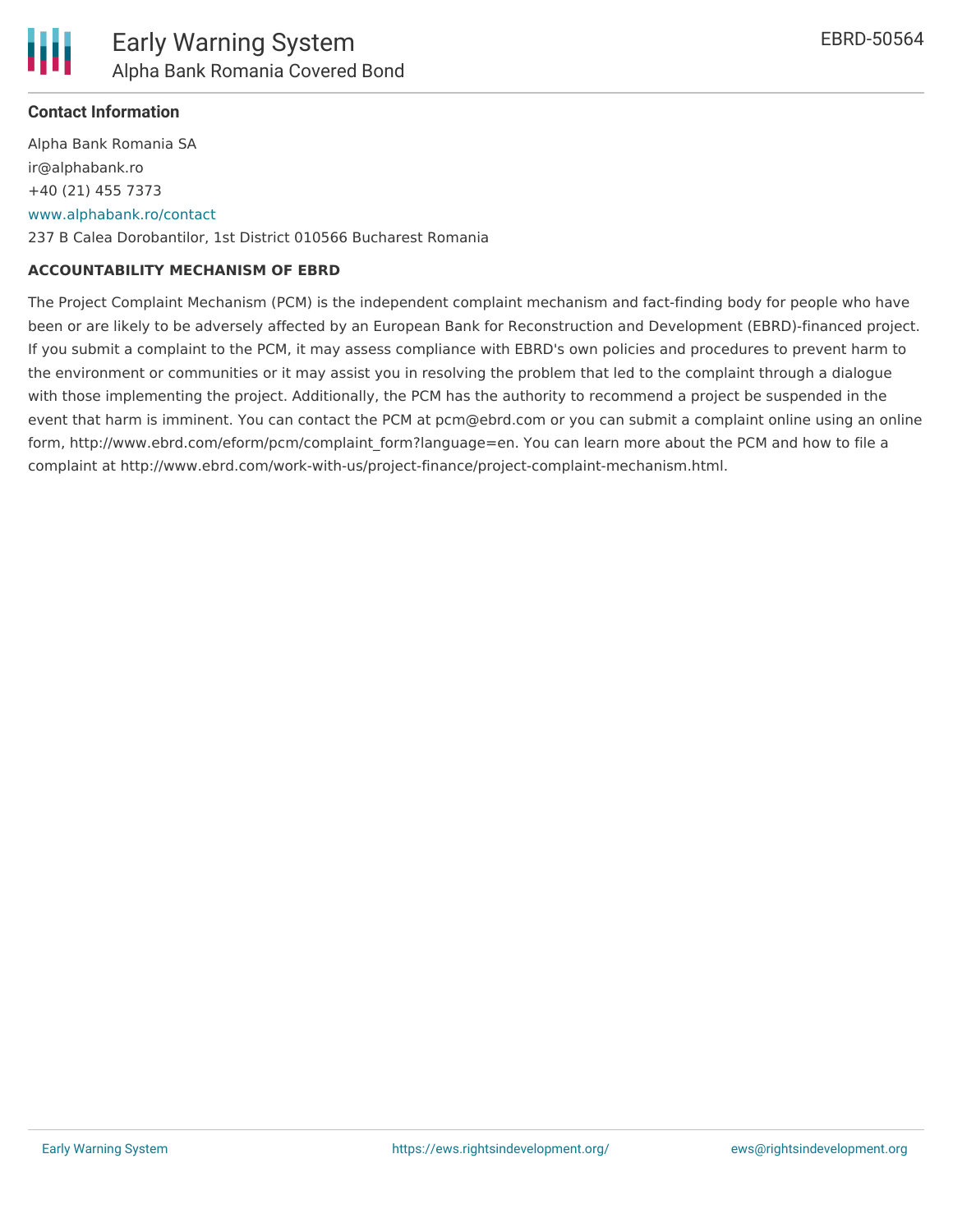**Contact Information**

Alpha Bank Romania SA
ir@alphabank.ro
+40 (21) 455 7373
www.alphabank.ro/contact
237 B Calea Dorobantilor, 1st District 010566 Bucharest Romania

**ACCOUNTABILITY MECHANISM OF EBRD**

The Project Complaint Mechanism (PCM) is the independent complaint mechanism and fact-finding body for people who have been or are likely to be adversely affected by an European Bank for Reconstruction and Development (EBRD)-financed project. If you submit a complaint to the PCM, it may assess compliance with EBRD's own policies and procedures to prevent harm to the environment or communities or it may assist you in resolving the problem that led to the complaint through a dialogue with those implementing the project. Additionally, the PCM has the authority to recommend a project be suspended in the event that harm is imminent. You can contact the PCM at pcm@ebrd.com or you can submit a complaint online using an online form, http://www.ebrd.com/eform/pcm/complaint_form?language=en. You can learn more about the PCM and how to file a complaint at http://www.ebrd.com/work-with-us/project-finance/project-complaint-mechanism.html.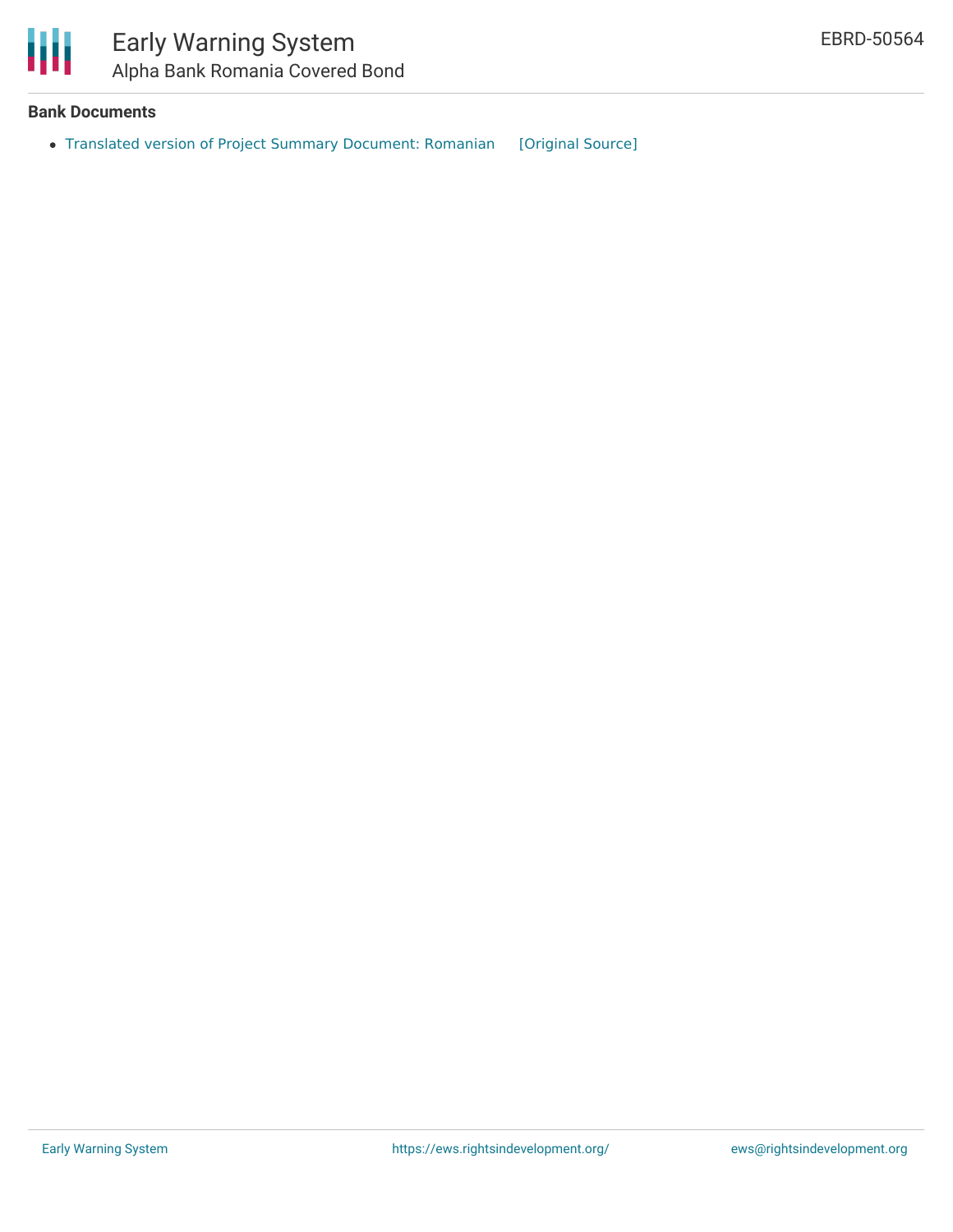**Bank Documents**

- Translated version of Project Summary Document: Romanian [Original Source]